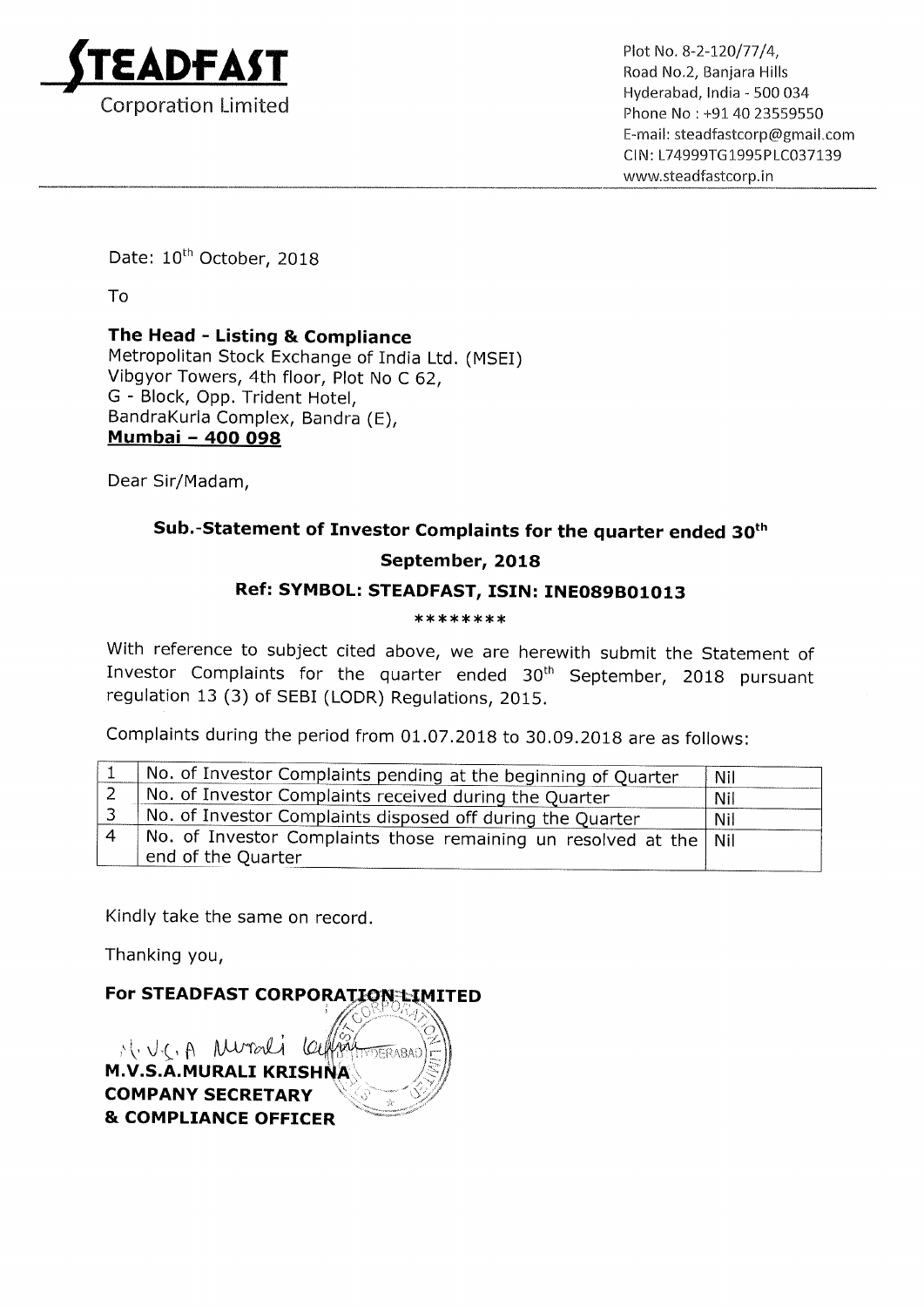**STEADFAST**
Corporation Limited

Plot No. 8-2-120/77/4,
Road No.2, Banjara Hills
Hyderabad, India - 500 034
Phone No : +91 40 23559550
E-mail: steadfastcorp@gmail.com
CIN: L74999TG1995PLC037139
www.steadfastcorp.in

Date: 10th October, 2018

To

**The Head - Listing & Compliance**
Metropolitan Stock Exchange of India Ltd. (MSEI)
Vibgyor Towers, 4th floor, Plot No C 62,
G - Block, Opp. Trident Hotel,
BandraKurla Complex, Bandra (E),
**Mumbai – 400 098**

Dear Sir/Madam,

**Sub.-Statement of Investor Complaints for the quarter ended 30th September, 2018**

**Ref: SYMBOL: STEADFAST, ISIN: INE089B01013**

********

With reference to subject cited above, we are herewith submit the Statement of Investor Complaints for the quarter ended 30th September, 2018 pursuant regulation 13 (3) of SEBI (LODR) Regulations, 2015.

Complaints during the period from 01.07.2018 to 30.09.2018 are as follows:

| | | |
|---|---|---|
| 1 | No. of Investor Complaints pending at the beginning of Quarter | Nil |
| 2 | No. of Investor Complaints received during the Quarter | Nil |
| 3 | No. of Investor Complaints disposed off during the Quarter | Nil |
| 4 | No. of Investor Complaints those remaining un resolved at the end of the Quarter | Nil |

Kindly take the same on record.

Thanking you,

**For STEADFAST CORPORATION LIMITED**

M.V.S.A Murali Krishna

**M.V.S.A.MURALI KRISHNA**
**COMPANY SECRETARY**
**& COMPLIANCE OFFICER**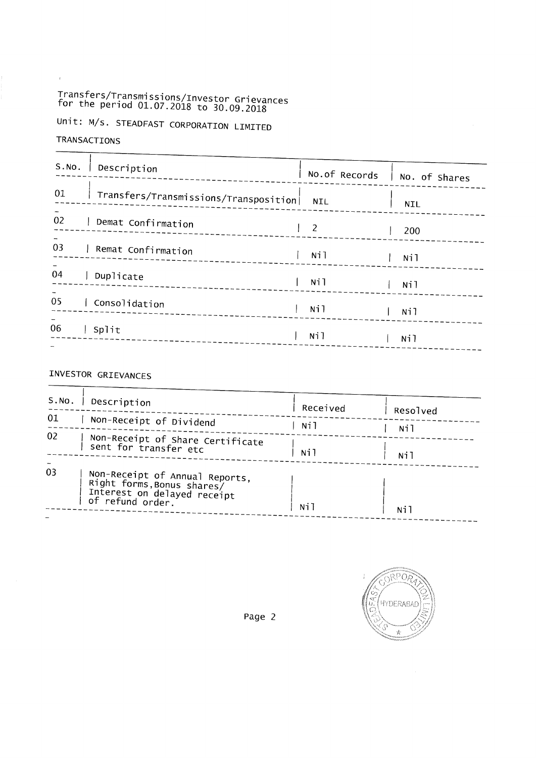Transfers/Transmissions/Investor Grievances
for the period 01.07.2018 to 30.09.2018

Unit: M/s. STEADFAST CORPORATION LIMITED

TRANSACTIONS

| S.No. | Description | No.of Records | No. of Shares |
|---|---|---|---|
| 01 | Transfers/Transmissions/Transposition | NIL | NIL |
| 02 | Demat Confirmation | 2 | 200 |
| 03 | Remat Confirmation | Nil | Nil |
| 04 | Duplicate | Nil | Nil |
| 05 | Consolidation | Nil | Nil |
| 06 | Split | Nil | Nil |

INVESTOR GRIEVANCES

| S.No. | Description | Received | Resolved |
|---|---|---|---|
| 01 | Non-Receipt of Dividend | Nil | Nil |
| 02 | Non-Receipt of Share Certificate sent for transfer etc | Nil | Nil |
| 03 | Non-Receipt of Annual Reports, Right forms, Bonus shares/ Interest on delayed receipt of refund order. | Nil | Nil |

STEADFAST CORPORATION LIMITED HYDERABAD